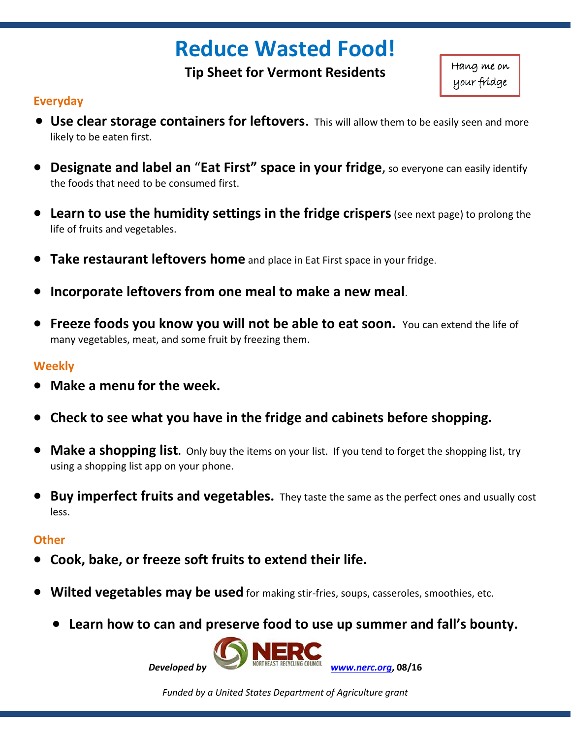# Reduce Wasted Food!

**Tip Sheet for Vermont Residents**

Hang me on your fridge

## Everyday

- **Use clear storage containers for leftovers.** This will allow them to be easily seen and more likely to be eaten first.
- **Designate and label an "Eat First" space in your fridge**, so everyone can easily identify the foods that need to be consumed first.
- **Learn to use the humidity settings in the fridge crispers** (see next page) to prolong the life of fruits and vegetables.
- **Take restaurant leftovers home** and place in Eat First space in your fridge.
- **Incorporate leftovers from one meal to make a new meal**.
- **Freeze foods you know you will not be able to eat soon.** You can extend the life of many vegetables, meat, and some fruit by freezing them.

## Weekly

- **Make a menu for the week.**
- **Check to see what you have in the fridge and cabinets before shopping.**
- **Make a shopping list.** Only buy the items on your list. If you tend to forget the shopping list, try using a shopping list app on your phone.
- **Buy imperfect fruits and vegetables.** They taste the same as the perfect ones and usually cost less.

## Other

- **Cook, bake, or freeze soft fruits to extend their life.**
- **Wilted vegetables may be used** for making stir-fries, soups, casseroles, smoothies, etc.
- **Learn how to can and preserve food to use up summer and fall's bounty.**

***Developed by*** NERC NORTHEAST RECYCLING COUNCIL ***www.nerc.org*****, 08/16**

*Funded by a United States Department of Agriculture grant*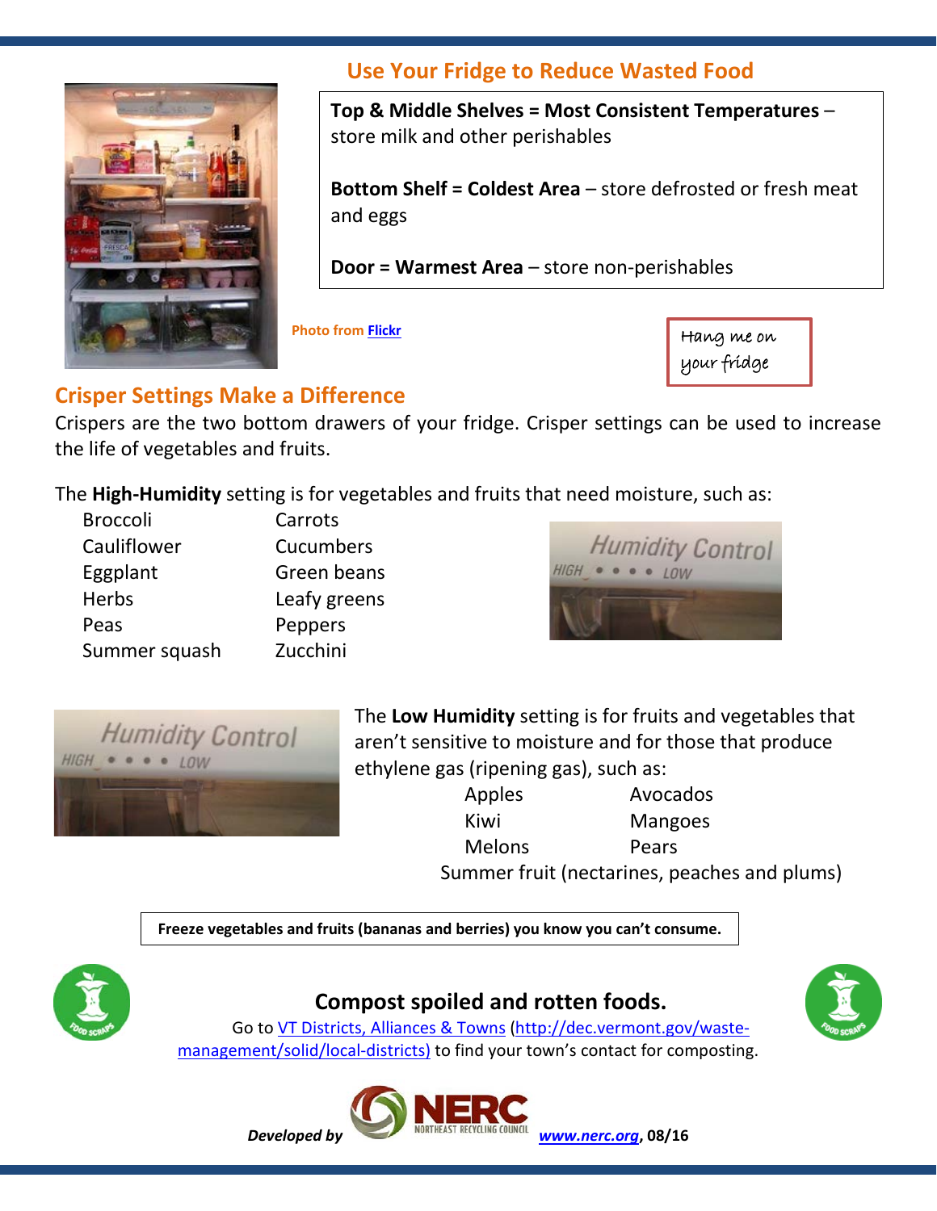## Use Your Fridge to Reduce Wasted Food

**Top & Middle Shelves = Most Consistent Temperatures** – store milk and other perishables

**Bottom Shelf = Coldest Area** – store defrosted or fresh meat and eggs

**Door = Warmest Area** – store non-perishables

Photo from Flickr

Hang me on your fridge

## Crisper Settings Make a Difference

Crispers are the two bottom drawers of your fridge. Crisper settings can be used to increase the life of vegetables and fruits.

The **High-Humidity** setting is for vegetables and fruits that need moisture, such as:

- Broccoli
- Carrots
- Cauliflower
- Cucumbers
- Eggplant
- Green beans
- Herbs
- Leafy greens
- Peas
- Peppers
- Summer squash
- Zucchini

The **Low Humidity** setting is for fruits and vegetables that aren't sensitive to moisture and for those that produce ethylene gas (ripening gas), such as:

- Apples
- Avocados
- Kiwi
- Mangoes
- Melons
- Pears
- Summer fruit (nectarines, peaches and plums)

**Freeze vegetables and fruits (bananas and berries) you know you can't consume.**

### Compost spoiled and rotten foods.

Go to VT Districts, Alliances & Towns (http://dec.vermont.gov/waste-management/solid/local-districts) to find your town's contact for composting.

*Developed by* NERC Northeast Recycling Council www.nerc.org, **08/16**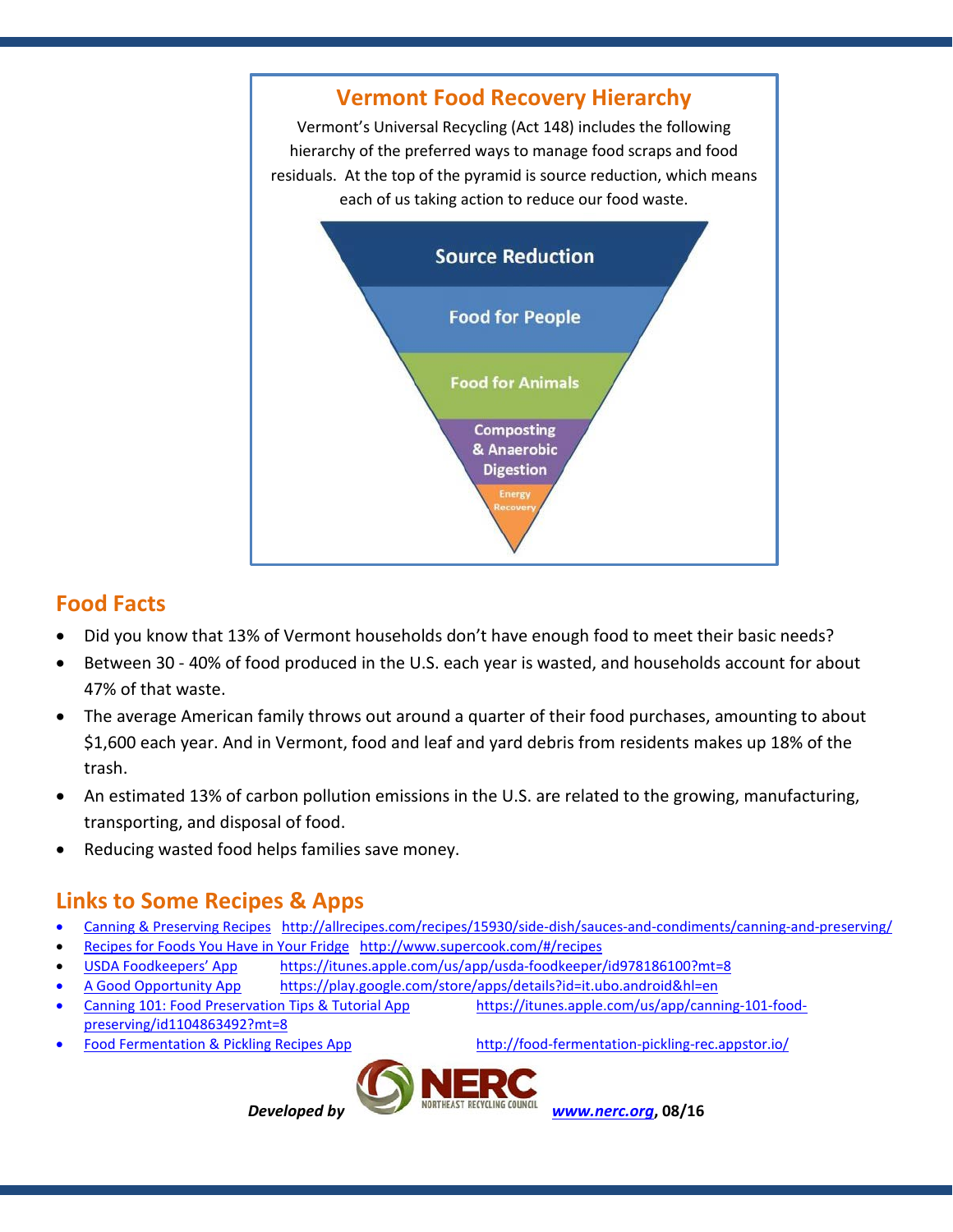## Vermont Food Recovery Hierarchy

Vermont's Universal Recycling (Act 148) includes the following hierarchy of the preferred ways to manage food scraps and food residuals. At the top of the pyramid is source reduction, which means each of us taking action to reduce our food waste.

Source Reduction

Food for People

Food for Animals

Composting & Anaerobic Digestion

Energy Recovery

## Food Facts

- Did you know that 13% of Vermont households don't have enough food to meet their basic needs?
- Between 30 - 40% of food produced in the U.S. each year is wasted, and households account for about 47% of that waste.
- The average American family throws out around a quarter of their food purchases, amounting to about $1,600 each year. And in Vermont, food and leaf and yard debris from residents makes up 18% of the trash.
- An estimated 13% of carbon pollution emissions in the U.S. are related to the growing, manufacturing, transporting, and disposal of food.
- Reducing wasted food helps families save money.

## Links to Some Recipes & Apps

- Canning & Preserving Recipes http://allrecipes.com/recipes/15930/side-dish/sauces-and-condiments/canning-and-preserving/
- Recipes for Foods You Have in Your Fridge http://www.supercook.com/#/recipes
- USDA Foodkeepers' App https://itunes.apple.com/us/app/usda-foodkeeper/id978186100?mt=8
- A Good Opportunity App https://play.google.com/store/apps/details?id=it.ubo.android&hl=en
- Canning 101: Food Preservation Tips & Tutorial App https://itunes.apple.com/us/app/canning-101-food-preserving/id1104863492?mt=8
- Food Fermentation & Pickling Recipes App http://food-fermentation-pickling-rec.appstor.io/

***Developed by*** NERC NORTHEAST RECYCLING COUNCIL ***www.nerc.org***, **08/16**